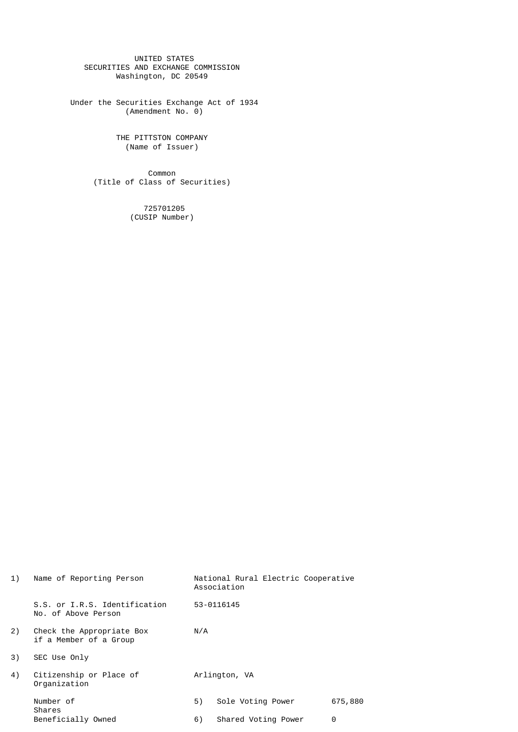UNITED STATES
SECURITIES AND EXCHANGE COMMISSION
Washington, DC 20549

Under the Securities Exchange Act of 1934
(Amendment No. 0)

THE PITTSTON COMPANY
(Name of Issuer)

Common
(Title of Class of Securities)

725701205
(CUSIP Number)

| | | | | |
|---|---|---|---|---|
| 1) | Name of Reporting Person | National Rural Electric Cooperative Association | | |
| | S.S. or I.R.S. Identification No. of Above Person | 53-0116145 | | |
| 2) | Check the Appropriate Box if a Member of a Group | N/A | | |
| 3) | SEC Use Only | | | |
| 4) | Citizenship or Place of Organization | Arlington, VA | | |
| | Number of Shares Beneficially Owned | 5) | Sole Voting Power | 675,880 |
| | | 6) | Shared Voting Power | 0 |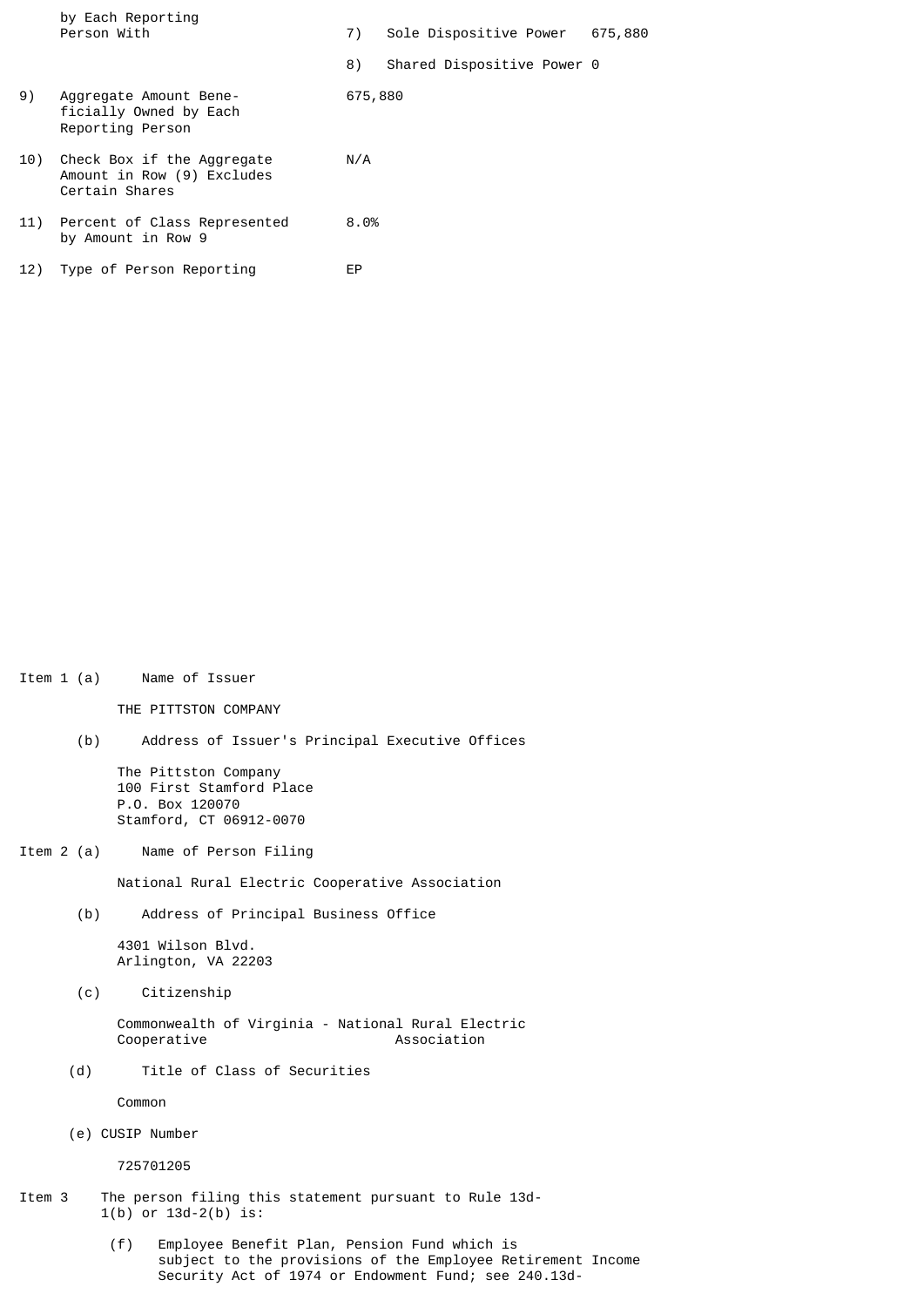| | | |
|---|---|---|
| | by Each Reporting Person With | 7) Sole Dispositive Power 675,880 |
| | | 8) Shared Dispositive Power 0 |
| 9) | Aggregate Amount Beneficially Owned by Each Reporting Person | 675,880 |
| 10) | Check Box if the Aggregate Amount in Row (9) Excludes Certain Shares | N/A |
| 11) | Percent of Class Represented by Amount in Row 9 | 8.0% |
| 12) | Type of Person Reporting | EP |

Item 1 (a) Name of Issuer

THE PITTSTON COMPANY

(b) Address of Issuer's Principal Executive Offices

The Pittston Company
100 First Stamford Place
P.O. Box 120070
Stamford, CT 06912-0070

Item 2 (a) Name of Person Filing

National Rural Electric Cooperative Association

(b) Address of Principal Business Office

4301 Wilson Blvd.
Arlington, VA 22203

(c) Citizenship

Commonwealth of Virginia - National Rural Electric Cooperative Association

(d) Title of Class of Securities

Common

(e) CUSIP Number

725701205

Item 3 The person filing this statement pursuant to Rule 13d-1(b) or 13d-2(b) is:

(f) Employee Benefit Plan, Pension Fund which is subject to the provisions of the Employee Retirement Income Security Act of 1974 or Endowment Fund; see 240.13d-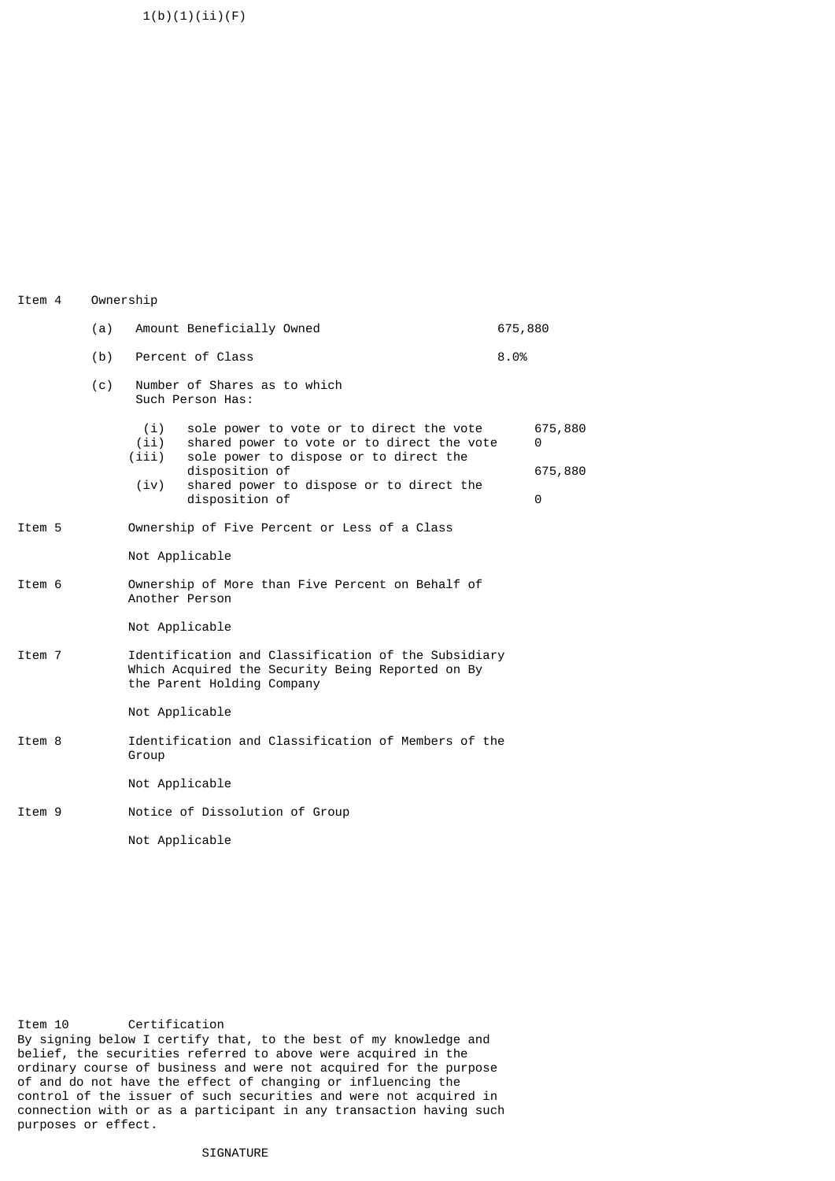1(b)(1)(ii)(F)

Item 4 Ownership

| | | |
|---|---|---|
| (a) | Amount Beneficially Owned | 675,880 |
| (b) | Percent of Class | 8.0% |
| (c) | Number of Shares as to which Such Person Has: | |

| | | |
|---|---|---|
| (i) | sole power to vote or to direct the vote | 675,880 |
| (ii) | shared power to vote or to direct the vote | 0 |
| (iii) | sole power to dispose or to direct the disposition of | 675,880 |
| (iv) | shared power to dispose or to direct the disposition of | 0 |

Item 5 Ownership of Five Percent or Less of a Class

Not Applicable

Item 6 Ownership of More than Five Percent on Behalf of Another Person

Not Applicable

Item 7 Identification and Classification of the Subsidiary Which Acquired the Security Being Reported on By the Parent Holding Company

Not Applicable

Item 8 Identification and Classification of Members of the Group

Not Applicable

Item 9 Notice of Dissolution of Group

Not Applicable

Item 10 Certification

By signing below I certify that, to the best of my knowledge and belief, the securities referred to above were acquired in the ordinary course of business and were not acquired for the purpose of and do not have the effect of changing or influencing the control of the issuer of such securities and were not acquired in connection with or as a participant in any transaction having such purposes or effect.

SIGNATURE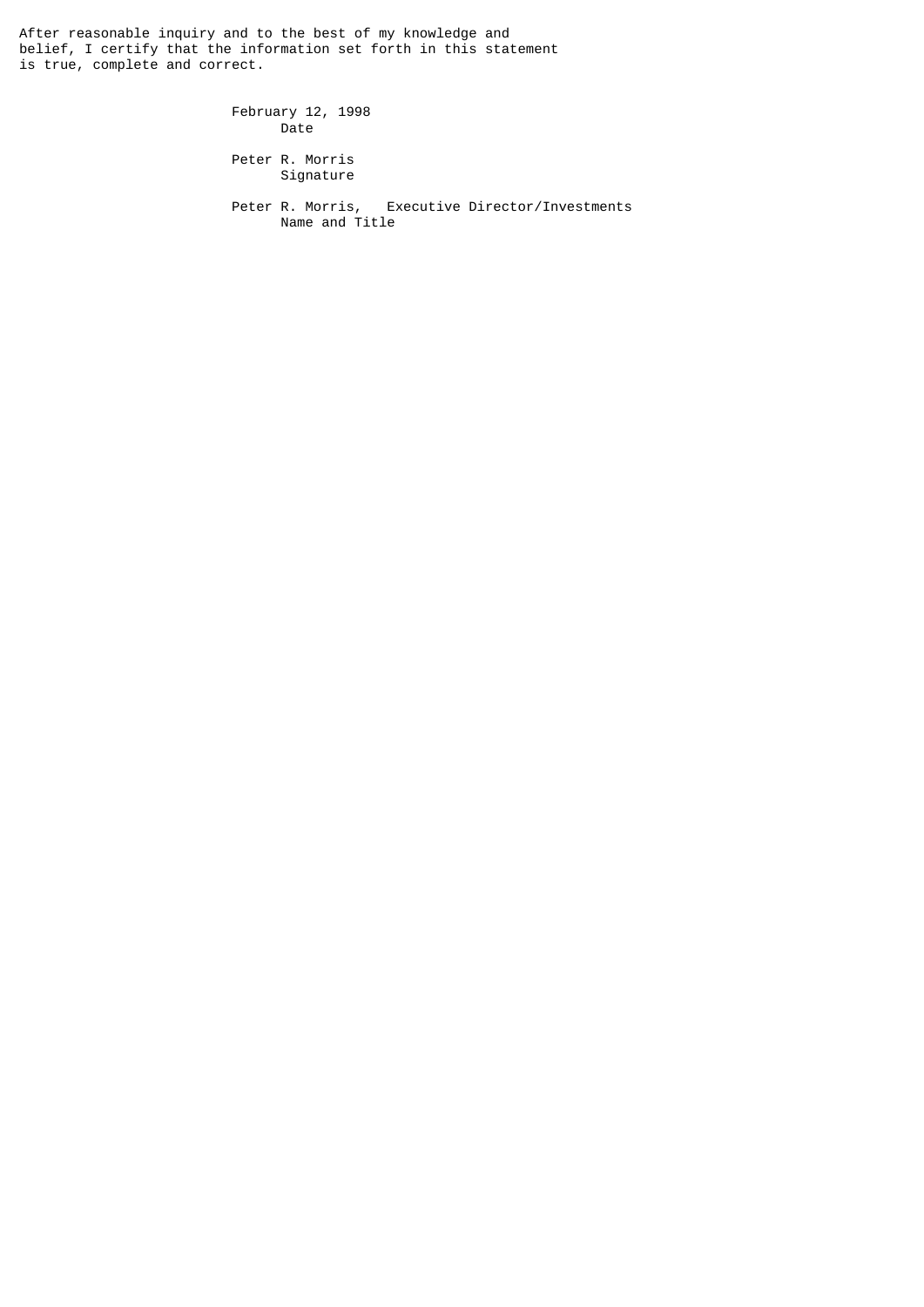After reasonable inquiry and to the best of my knowledge and belief, I certify that the information set forth in this statement is true, complete and correct.

February 12, 1998
Date

Peter R. Morris
Signature

Peter R. Morris, Executive Director/Investments
Name and Title